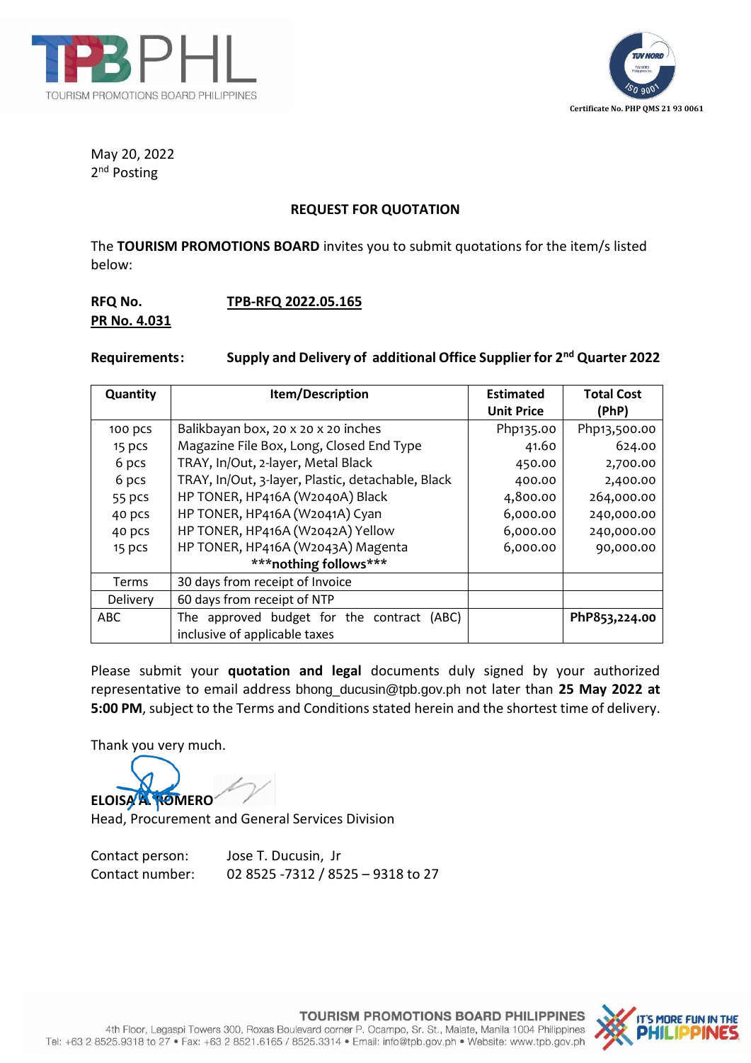May 20, 2022
2nd Posting

## REQUEST FOR QUOTATION

The **TOURISM PROMOTIONS BOARD** invites you to submit quotations for the item/s listed below:

**RFQ No.** **TPB-RFQ 2022.05.165**
**PR No. 4.031**

**Requirements:** **Supply and Delivery of additional Office Supplier for 2nd Quarter 2022**

| Quantity | Item/Description | Estimated Unit Price | Total Cost (PhP) |
|---|---|---|---|
| 100 pcs | Balikbayan box, 20 x 20 x 20 inches | Php135.00 | Php13,500.00 |
| 15 pcs | Magazine File Box, Long, Closed End Type | 41.60 | 624.00 |
| 6 pcs | TRAY, In/Out, 2-layer, Metal Black | 450.00 | 2,700.00 |
| 6 pcs | TRAY, In/Out, 3-layer, Plastic, detachable, Black | 400.00 | 2,400.00 |
| 55 pcs | HP TONER, HP416A (W2040A) Black | 4,800.00 | 264,000.00 |
| 40 pcs | HP TONER, HP416A (W2041A) Cyan | 6,000.00 | 240,000.00 |
| 40 pcs | HP TONER, HP416A (W2042A) Yellow | 6,000.00 | 240,000.00 |
| 15 pcs | HP TONER, HP416A (W2043A) Magenta | 6,000.00 | 90,000.00 |
| | ***nothing follows*** | | |
| Terms | 30 days from receipt of Invoice | | |
| Delivery | 60 days from receipt of NTP | | |
| ABC | The approved budget for the contract (ABC) inclusive of applicable taxes | | **PhP853,224.00** |

Please submit your **quotation and legal** documents duly signed by your authorized representative to email address bhong_ducusin@tpb.gov.ph not later than **25 May 2022 at 5:00 PM**, subject to the Terms and Conditions stated herein and the shortest time of delivery.

Thank you very much.

**ELOISA A. ROMERO**
Head, Procurement and General Services Division

Contact person: Jose T. Ducusin, Jr
Contact number: 02 8525 -7312 / 8525 – 9318 to 27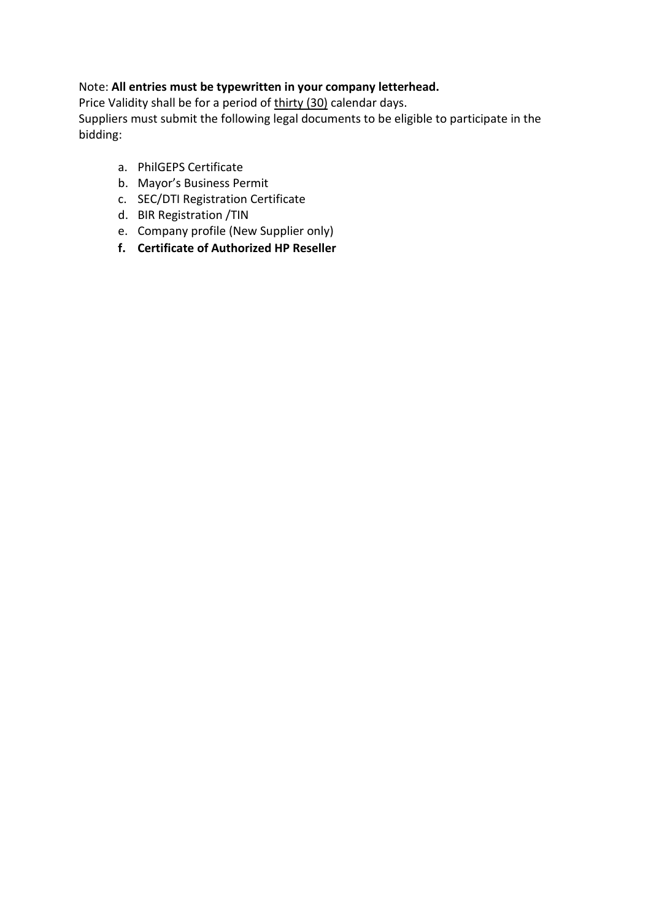Note: **All entries must be typewritten in your company letterhead.**
Price Validity shall be for a period of thirty (30) calendar days.
Suppliers must submit the following legal documents to be eligible to participate in the bidding:

a. PhilGEPS Certificate
b. Mayor's Business Permit
c. SEC/DTI Registration Certificate
d. BIR Registration /TIN
e. Company profile (New Supplier only)
**f. Certificate of Authorized HP Reseller**